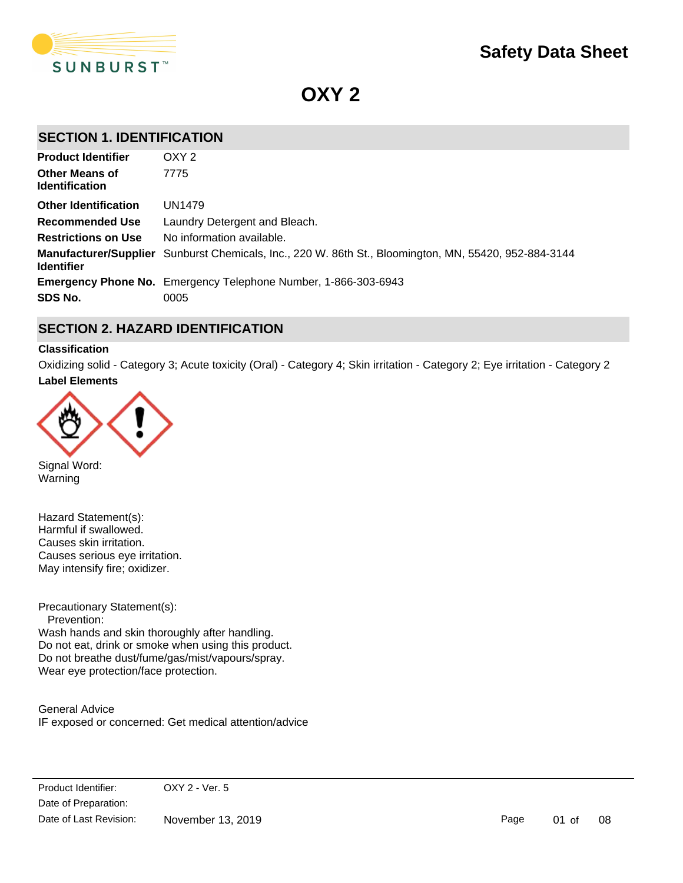# Safety Data Sheet

# OXY 2

## SECTION 1. IDENTIFICATION

| | |
|---|---|
| **Product Identifier** | OXY 2 |
| **Other Means of Identification** | 7775 |
| **Other Identification** | UN1479 |
| **Recommended Use** | Laundry Detergent and Bleach. |
| **Restrictions on Use** | No information available. |
| **Manufacturer/Supplier Identifier** | Sunburst Chemicals, Inc., 220 W. 86th St., Bloomington, MN, 55420, 952-884-3144 |
| **Emergency Phone No.** | Emergency Telephone Number, 1-866-303-6943 |
| **SDS No.** | 0005 |

## SECTION 2. HAZARD IDENTIFICATION

**Classification**

Oxidizing solid - Category 3; Acute toxicity (Oral) - Category 4; Skin irritation - Category 2; Eye irritation - Category 2

**Label Elements**

Signal Word:
Warning

Hazard Statement(s):
Harmful if swallowed.
Causes skin irritation.
Causes serious eye irritation.
May intensify fire; oxidizer.

Precautionary Statement(s):
Prevention:
Wash hands and skin thoroughly after handling.
Do not eat, drink or smoke when using this product.
Do not breathe dust/fume/gas/mist/vapours/spray.
Wear eye protection/face protection.

General Advice
IF exposed or concerned: Get medical attention/advice

| | |
|---|---|
| Product Identifier: | OXY 2 - Ver. 5 |
| Date of Preparation: | |
| Date of Last Revision: | November 13, 2019 |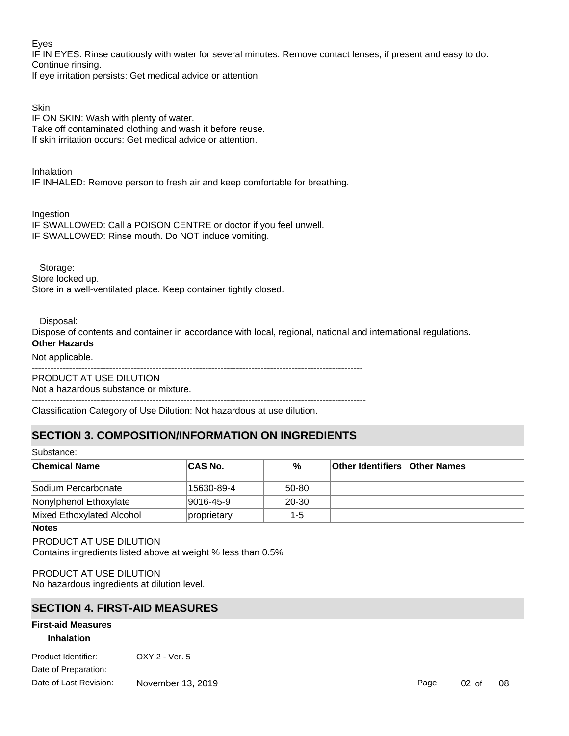Eyes

IF IN EYES: Rinse cautiously with water for several minutes. Remove contact lenses, if present and easy to do. Continue rinsing.

If eye irritation persists: Get medical advice or attention.

Skin

IF ON SKIN: Wash with plenty of water.

Take off contaminated clothing and wash it before reuse.

If skin irritation occurs: Get medical advice or attention.

Inhalation

IF INHALED: Remove person to fresh air and keep comfortable for breathing.

Ingestion

IF SWALLOWED: Call a POISON CENTRE or doctor if you feel unwell.

IF SWALLOWED: Rinse mouth. Do NOT induce vomiting.

Storage:

Store locked up.

Store in a well-ventilated place. Keep container tightly closed.

Disposal:

Dispose of contents and container in accordance with local, regional, national and international regulations.

**Other Hazards**

Not applicable.

---

PRODUCT AT USE DILUTION

Not a hazardous substance or mixture.

---

Classification Category of Use Dilution: Not hazardous at use dilution.

## SECTION 3. COMPOSITION/INFORMATION ON INGREDIENTS

Substance:

| Chemical Name | CAS No. | % | Other Identifiers | Other Names |
|---|---|---|---|---|
| Sodium Percarbonate | 15630-89-4 | 50-80 | | |
| Nonylphenol Ethoxylate | 9016-45-9 | 20-30 | | |
| Mixed Ethoxylated Alcohol | proprietary | 1-5 | | |

**Notes**

PRODUCT AT USE DILUTION

Contains ingredients listed above at weight % less than 0.5%

PRODUCT AT USE DILUTION

No hazardous ingredients at dilution level.

## SECTION 4. FIRST-AID MEASURES

**First-aid Measures**

**Inhalation**

Product Identifier: OXY 2 - Ver. 5

Date of Preparation:

Date of Last Revision: November 13, 2019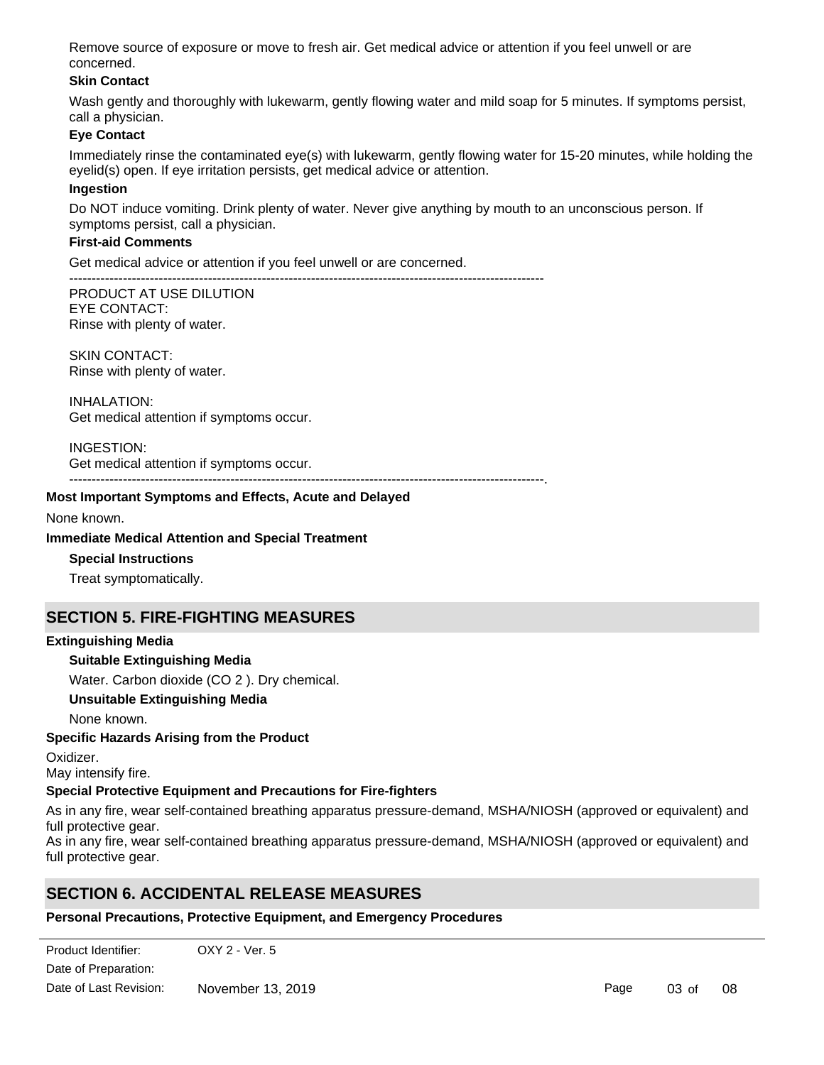Remove source of exposure or move to fresh air. Get medical advice or attention if you feel unwell or are concerned.

**Skin Contact**

Wash gently and thoroughly with lukewarm, gently flowing water and mild soap for 5 minutes. If symptoms persist, call a physician.

**Eye Contact**

Immediately rinse the contaminated eye(s) with lukewarm, gently flowing water for 15-20 minutes, while holding the eyelid(s) open. If eye irritation persists, get medical advice or attention.

**Ingestion**

Do NOT induce vomiting. Drink plenty of water. Never give anything by mouth to an unconscious person. If symptoms persist, call a physician.

**First-aid Comments**

Get medical advice or attention if you feel unwell or are concerned.

---------------------------------------------------------------------------------------------------------

PRODUCT AT USE DILUTION
EYE CONTACT:
Rinse with plenty of water.

SKIN CONTACT:
Rinse with plenty of water.

INHALATION:
Get medical attention if symptoms occur.

INGESTION:
Get medical attention if symptoms occur.

---------------------------------------------------------------------------------------------------------.

**Most Important Symptoms and Effects, Acute and Delayed**

None known.

**Immediate Medical Attention and Special Treatment**

**Special Instructions**

Treat symptomatically.

## SECTION 5. FIRE-FIGHTING MEASURES

**Extinguishing Media**

**Suitable Extinguishing Media**

Water. Carbon dioxide ($CO_2$). Dry chemical.

**Unsuitable Extinguishing Media**

None known.

**Specific Hazards Arising from the Product**

Oxidizer.
May intensify fire.

**Special Protective Equipment and Precautions for Fire-fighters**

As in any fire, wear self-contained breathing apparatus pressure-demand, MSHA/NIOSH (approved or equivalent) and full protective gear.
As in any fire, wear self-contained breathing apparatus pressure-demand, MSHA/NIOSH (approved or equivalent) and full protective gear.

## SECTION 6. ACCIDENTAL RELEASE MEASURES

**Personal Precautions, Protective Equipment, and Emergency Procedures**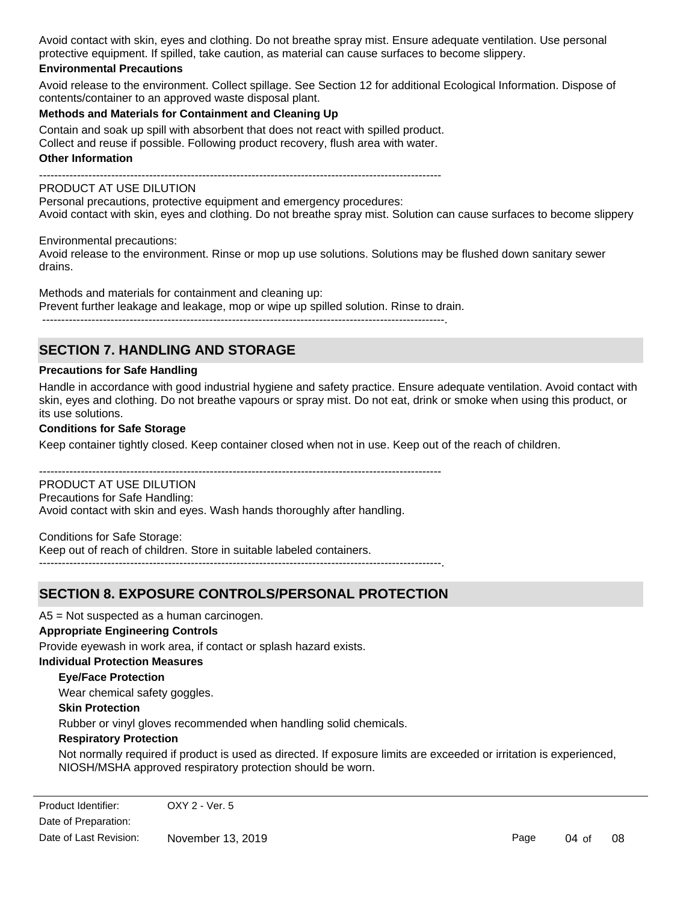Avoid contact with skin, eyes and clothing. Do not breathe spray mist. Ensure adequate ventilation. Use personal protective equipment. If spilled, take caution, as material can cause surfaces to become slippery.

**Environmental Precautions**

Avoid release to the environment. Collect spillage. See Section 12 for additional Ecological Information. Dispose of contents/container to an approved waste disposal plant.

**Methods and Materials for Containment and Cleaning Up**

Contain and soak up spill with absorbent that does not react with spilled product.
Collect and reuse if possible. Following product recovery, flush area with water.

**Other Information**

----------------------------------------------------------------------------------------------------------

PRODUCT AT USE DILUTION
Personal precautions, protective equipment and emergency procedures:
Avoid contact with skin, eyes and clothing. Do not breathe spray mist. Solution can cause surfaces to become slippery

Environmental precautions:
Avoid release to the environment. Rinse or mop up use solutions. Solutions may be flushed down sanitary sewer drains.

Methods and materials for containment and cleaning up:
Prevent further leakage and leakage, mop or wipe up spilled solution. Rinse to drain.
----------------------------------------------------------------------------------------------------------.

## SECTION 7. HANDLING AND STORAGE

**Precautions for Safe Handling**

Handle in accordance with good industrial hygiene and safety practice. Ensure adequate ventilation. Avoid contact with skin, eyes and clothing. Do not breathe vapours or spray mist. Do not eat, drink or smoke when using this product, or its use solutions.

**Conditions for Safe Storage**

Keep container tightly closed. Keep container closed when not in use. Keep out of the reach of children.

----------------------------------------------------------------------------------------------------------

PRODUCT AT USE DILUTION
Precautions for Safe Handling:
Avoid contact with skin and eyes. Wash hands thoroughly after handling.

Conditions for Safe Storage:
Keep out of reach of children. Store in suitable labeled containers.
----------------------------------------------------------------------------------------------------------.

## SECTION 8. EXPOSURE CONTROLS/PERSONAL PROTECTION

A5 = Not suspected as a human carcinogen.

**Appropriate Engineering Controls**

Provide eyewash in work area, if contact or splash hazard exists.

**Individual Protection Measures**

**Eye/Face Protection**

Wear chemical safety goggles.

**Skin Protection**

Rubber or vinyl gloves recommended when handling solid chemicals.

**Respiratory Protection**

Not normally required if product is used as directed. If exposure limits are exceeded or irritation is experienced, NIOSH/MSHA approved respiratory protection should be worn.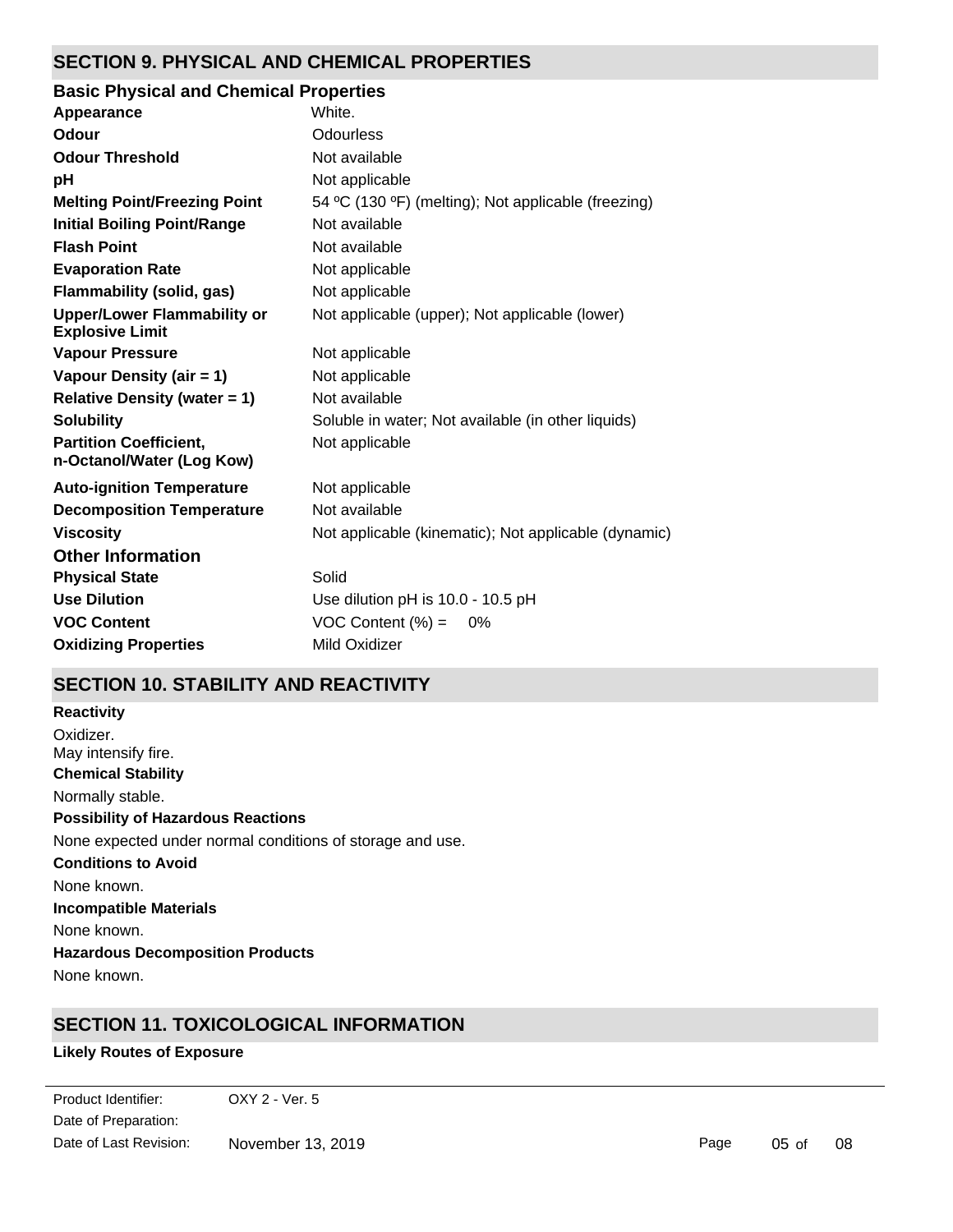## SECTION 9. PHYSICAL AND CHEMICAL PROPERTIES

### Basic Physical and Chemical Properties

| | |
|---|---|
| **Appearance** | White. |
| **Odour** | Odourless |
| **Odour Threshold** | Not available |
| **pH** | Not applicable |
| **Melting Point/Freezing Point** | 54 ºC (130 ºF) (melting); Not applicable (freezing) |
| **Initial Boiling Point/Range** | Not available |
| **Flash Point** | Not available |
| **Evaporation Rate** | Not applicable |
| **Flammability (solid, gas)** | Not applicable |
| **Upper/Lower Flammability or Explosive Limit** | Not applicable (upper); Not applicable (lower) |
| **Vapour Pressure** | Not applicable |
| **Vapour Density (air = 1)** | Not applicable |
| **Relative Density (water = 1)** | Not available |
| **Solubility** | Soluble in water; Not available (in other liquids) |
| **Partition Coefficient, n-Octanol/Water (Log Kow)** | Not applicable |
| **Auto-ignition Temperature** | Not applicable |
| **Decomposition Temperature** | Not available |
| **Viscosity** | Not applicable (kinematic); Not applicable (dynamic) |

### Other Information

| | |
|---|---|
| **Physical State** | Solid |
| **Use Dilution** | Use dilution pH is 10.0 - 10.5 pH |
| **VOC Content** | VOC Content (%) = 0% |
| **Oxidizing Properties** | Mild Oxidizer |

## SECTION 10. STABILITY AND REACTIVITY

**Reactivity**

Oxidizer.
May intensify fire.

**Chemical Stability**

Normally stable.

**Possibility of Hazardous Reactions**

None expected under normal conditions of storage and use.

**Conditions to Avoid**

None known.

**Incompatible Materials**

None known.

**Hazardous Decomposition Products**

None known.

## SECTION 11. TOXICOLOGICAL INFORMATION

**Likely Routes of Exposure**

Product Identifier: OXY 2 - Ver. 5
Date of Preparation:
Date of Last Revision: November 13, 2019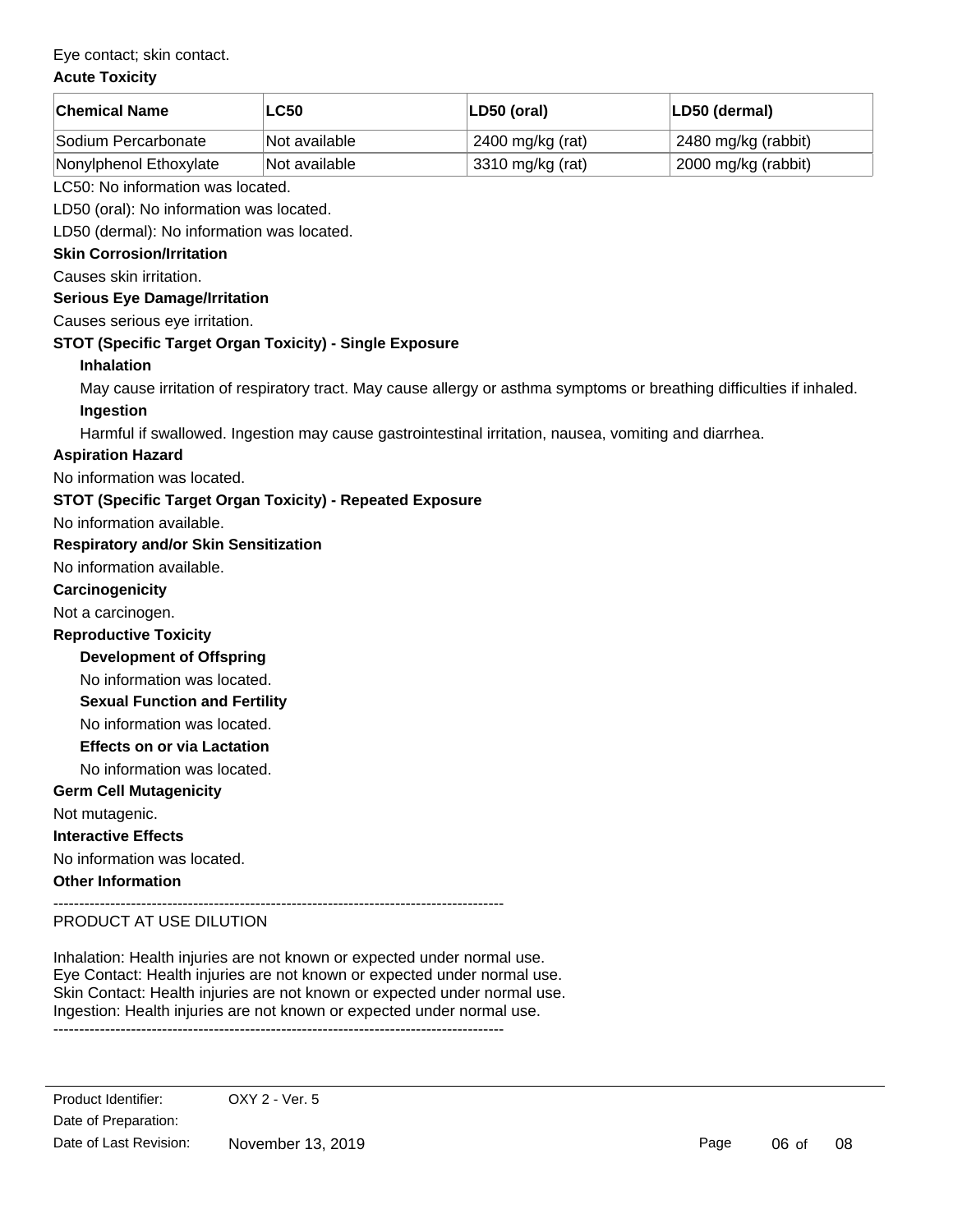Eye contact; skin contact.

**Acute Toxicity**

| Chemical Name | LC50 | LD50 (oral) | LD50 (dermal) |
|---|---|---|---|
| Sodium Percarbonate | Not available | 2400 mg/kg (rat) | 2480 mg/kg (rabbit) |
| Nonylphenol Ethoxylate | Not available | 3310 mg/kg (rat) | 2000 mg/kg (rabbit) |

LC50: No information was located.

LD50 (oral): No information was located.

LD50 (dermal): No information was located.

**Skin Corrosion/Irritation**

Causes skin irritation.

**Serious Eye Damage/Irritation**

Causes serious eye irritation.

**STOT (Specific Target Organ Toxicity) - Single Exposure**

**Inhalation**

May cause irritation of respiratory tract. May cause allergy or asthma symptoms or breathing difficulties if inhaled.

**Ingestion**

Harmful if swallowed. Ingestion may cause gastrointestinal irritation, nausea, vomiting and diarrhea.

**Aspiration Hazard**

No information was located.

**STOT (Specific Target Organ Toxicity) - Repeated Exposure**

No information available.

**Respiratory and/or Skin Sensitization**

No information available.

**Carcinogenicity**

Not a carcinogen.

**Reproductive Toxicity**

**Development of Offspring**

No information was located.

**Sexual Function and Fertility**

No information was located.

**Effects on or via Lactation**

No information was located.

**Germ Cell Mutagenicity**

Not mutagenic.

**Interactive Effects**

No information was located.

**Other Information**

---------------------------------------------------------------------------------------

PRODUCT AT USE DILUTION

Inhalation: Health injuries are not known or expected under normal use.
Eye Contact: Health injuries are not known or expected under normal use.
Skin Contact: Health injuries are not known or expected under normal use.
Ingestion: Health injuries are not known or expected under normal use.

---------------------------------------------------------------------------------------

Product Identifier: OXY 2 - Ver. 5
Date of Preparation:
Date of Last Revision: November 13, 2019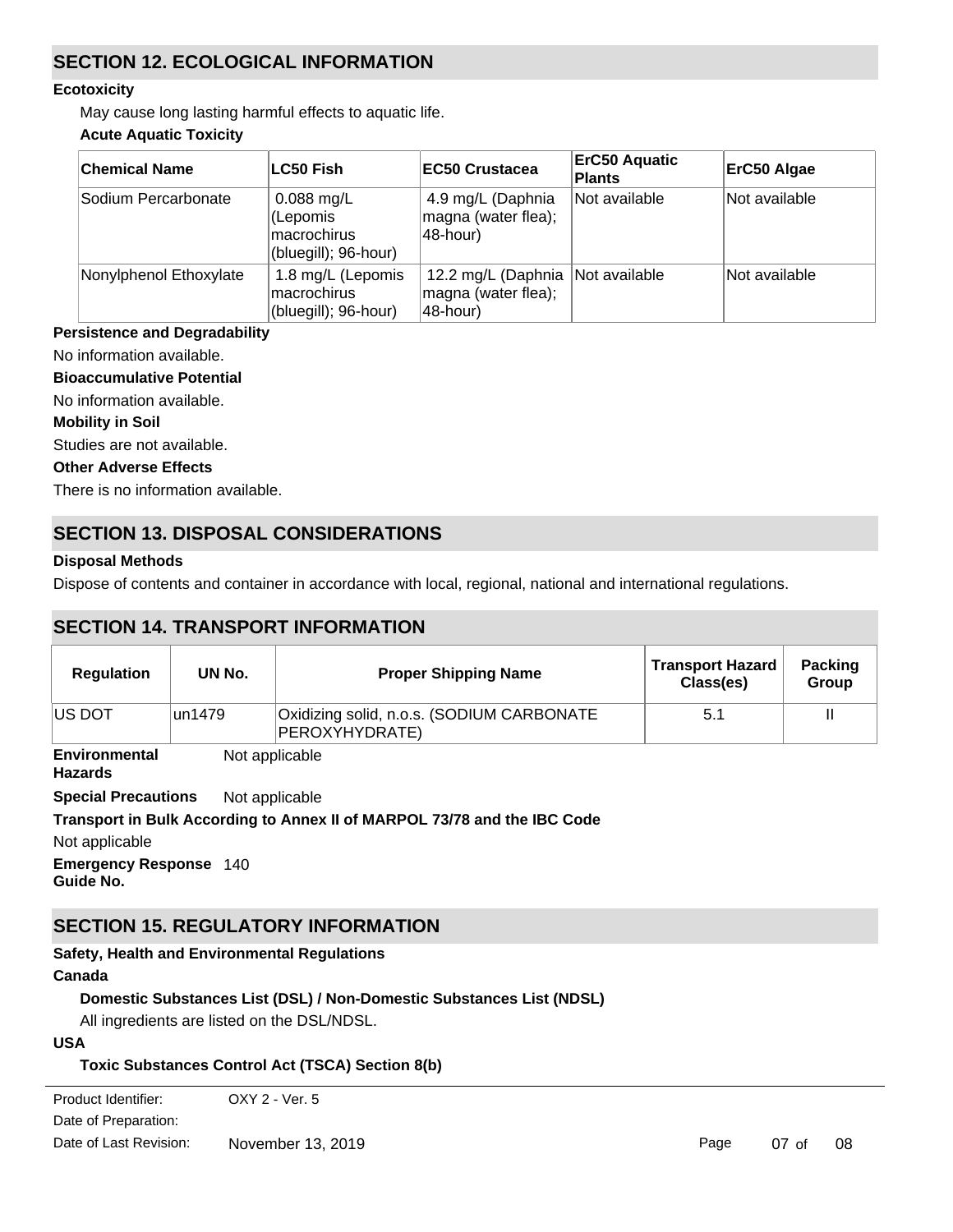## SECTION 12. ECOLOGICAL INFORMATION

### Ecotoxicity

May cause long lasting harmful effects to aquatic life.

**Acute Aquatic Toxicity**

| Chemical Name | LC50 Fish | EC50 Crustacea | ErC50 Aquatic Plants | ErC50 Algae |
|---|---|---|---|---|
| Sodium Percarbonate | 0.088 mg/L (Lepomis macrochirus (bluegill); 96-hour) | 4.9 mg/L (Daphnia magna (water flea); 48-hour) | Not available | Not available |
| Nonylphenol Ethoxylate | 1.8 mg/L (Lepomis macrochirus (bluegill); 96-hour) | 12.2 mg/L (Daphnia magna (water flea); 48-hour) | Not available | Not available |

### Persistence and Degradability

No information available.

### Bioaccumulative Potential

No information available.

### Mobility in Soil

Studies are not available.

### Other Adverse Effects

There is no information available.

## SECTION 13. DISPOSAL CONSIDERATIONS

### Disposal Methods

Dispose of contents and container in accordance with local, regional, national and international regulations.

## SECTION 14. TRANSPORT INFORMATION

| Regulation | UN No. | Proper Shipping Name | Transport Hazard Class(es) | Packing Group |
|---|---|---|---|---|
| US DOT | un1479 | Oxidizing solid, n.o.s. (SODIUM CARBONATE PEROXYHYDRATE) | 5.1 | II |

**Environmental Hazards** Not applicable

**Special Precautions** Not applicable

**Transport in Bulk According to Annex II of MARPOL 73/78 and the IBC Code**

Not applicable

**Emergency Response Guide No.** 140

## SECTION 15. REGULATORY INFORMATION

### Safety, Health and Environmental Regulations

**Canada**

**Domestic Substances List (DSL) / Non-Domestic Substances List (NDSL)**

All ingredients are listed on the DSL/NDSL.

**USA**

**Toxic Substances Control Act (TSCA) Section 8(b)**

Product Identifier: OXY 2 - Ver. 5

Date of Preparation:

Date of Last Revision: November 13, 2019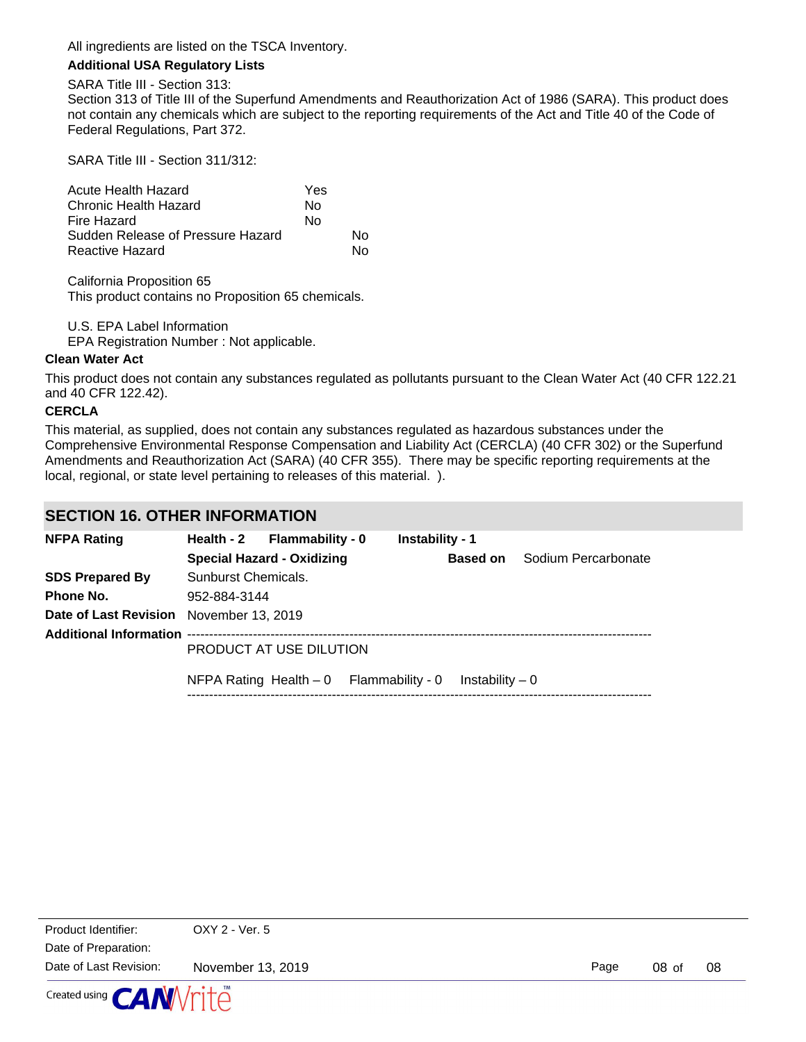All ingredients are listed on the TSCA Inventory.

**Additional USA Regulatory Lists**

SARA Title III - Section 313:
Section 313 of Title III of the Superfund Amendments and Reauthorization Act of 1986 (SARA). This product does not contain any chemicals which are subject to the reporting requirements of the Act and Title 40 of the Code of Federal Regulations, Part 372.

SARA Title III - Section 311/312:

| | |
|---|---|
| Acute Health Hazard | Yes |
| Chronic Health Hazard | No |
| Fire Hazard | No |
| Sudden Release of Pressure Hazard | No |
| Reactive Hazard | No |

California Proposition 65
This product contains no Proposition 65 chemicals.

U.S. EPA Label Information
EPA Registration Number : Not applicable.

**Clean Water Act**

This product does not contain any substances regulated as pollutants pursuant to the Clean Water Act (40 CFR 122.21 and 40 CFR 122.42).

**CERCLA**

This material, as supplied, does not contain any substances regulated as hazardous substances under the Comprehensive Environmental Response Compensation and Liability Act (CERCLA) (40 CFR 302) or the Superfund Amendments and Reauthorization Act (SARA) (40 CFR 355). There may be specific reporting requirements at the local, regional, or state level pertaining to releases of this material. ).

## SECTION 16. OTHER INFORMATION

**NFPA Rating** — **Health - 2** **Flammability - 0** **Instability - 1**
**Special Hazard - Oxidizing** **Based on** Sodium Percarbonate

**SDS Prepared By** Sunburst Chemicals.

**Phone No.** 952-884-3144

**Date of Last Revision** November 13, 2019

**Additional Information**

---

PRODUCT AT USE DILUTION

NFPA Rating Health – 0 Flammability - 0 Instability – 0

---

Product Identifier: OXY 2 - Ver. 5
Date of Preparation:
Date of Last Revision: November 13, 2019